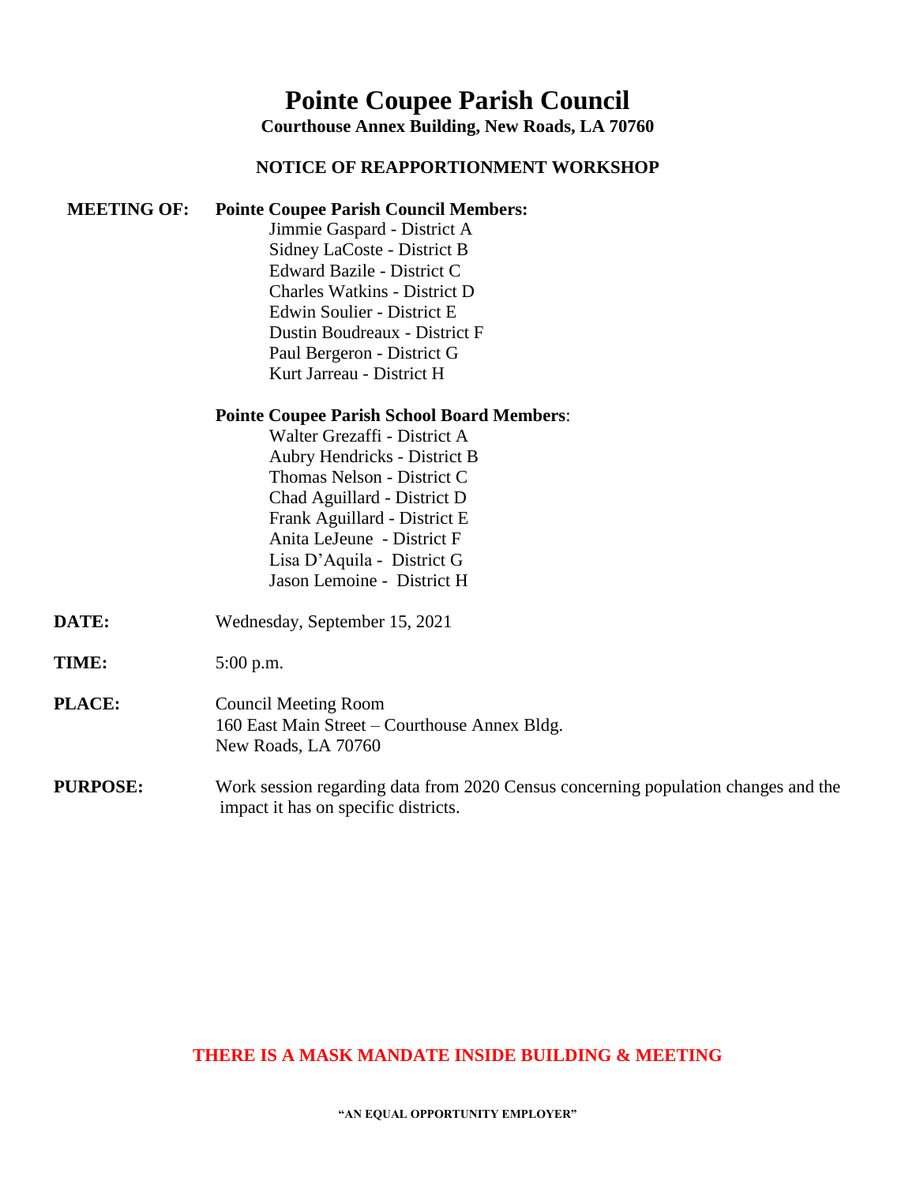# Pointe Coupee Parish Council

**Courthouse Annex Building, New Roads, LA 70760**

## NOTICE OF REAPPORTIONMENT WORKSHOP

**MEETING OF:** **Pointe Coupee Parish Council Members:**

- Jimmie Gaspard - District A
- Sidney LaCoste - District B
- Edward Bazile - District C
- Charles Watkins - District D
- Edwin Soulier - District E
- Dustin Boudreaux - District F
- Paul Bergeron - District G
- Kurt Jarreau - District H

**Pointe Coupee Parish School Board Members**:

- Walter Grezaffi - District A
- Aubry Hendricks - District B
- Thomas Nelson - District C
- Chad Aguillard - District D
- Frank Aguillard - District E
- Anita LeJeune - District F
- Lisa D'Aquila - District G
- Jason Lemoine - District H

**DATE:** Wednesday, September 15, 2021

**TIME:** 5:00 p.m.

**PLACE:** Council Meeting Room
160 East Main Street – Courthouse Annex Bldg.
New Roads, LA 70760

**PURPOSE:** Work session regarding data from 2020 Census concerning population changes and the impact it has on specific districts.

**THERE IS A MASK MANDATE INSIDE BUILDING & MEETING**

**"AN EQUAL OPPORTUNITY EMPLOYER"**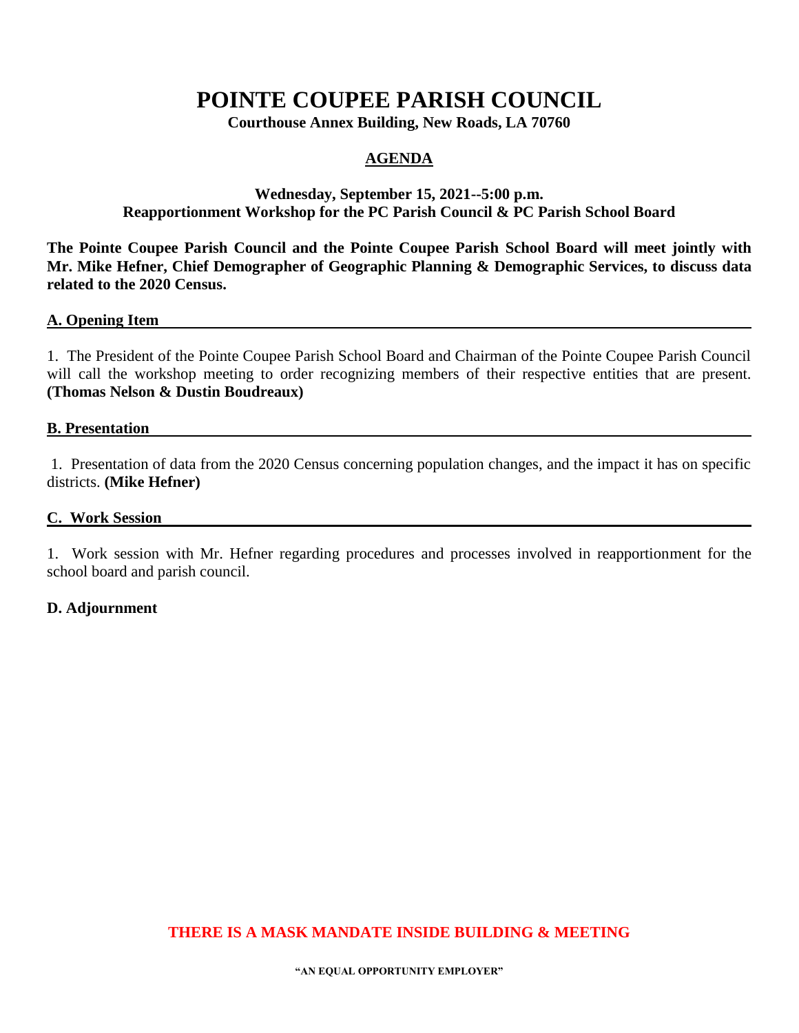# POINTE COUPEE PARISH COUNCIL

**Courthouse Annex Building, New Roads, LA 70760**

## AGENDA

**Wednesday, September 15, 2021--5:00 p.m.**
**Reapportionment Workshop for the PC Parish Council & PC Parish School Board**

**The Pointe Coupee Parish Council and the Pointe Coupee Parish School Board will meet jointly with Mr. Mike Hefner, Chief Demographer of Geographic Planning & Demographic Services, to discuss data related to the 2020 Census.**

### A. Opening Item

1. The President of the Pointe Coupee Parish School Board and Chairman of the Pointe Coupee Parish Council will call the workshop meeting to order recognizing members of their respective entities that are present. **(Thomas Nelson & Dustin Boudreaux)**

### B. Presentation

1. Presentation of data from the 2020 Census concerning population changes, and the impact it has on specific districts. **(Mike Hefner)**

### C. Work Session

1. Work session with Mr. Hefner regarding procedures and processes involved in reapportionment for the school board and parish council.

### D. Adjournment

**THERE IS A MASK MANDATE INSIDE BUILDING & MEETING**

**"AN EQUAL OPPORTUNITY EMPLOYER"**